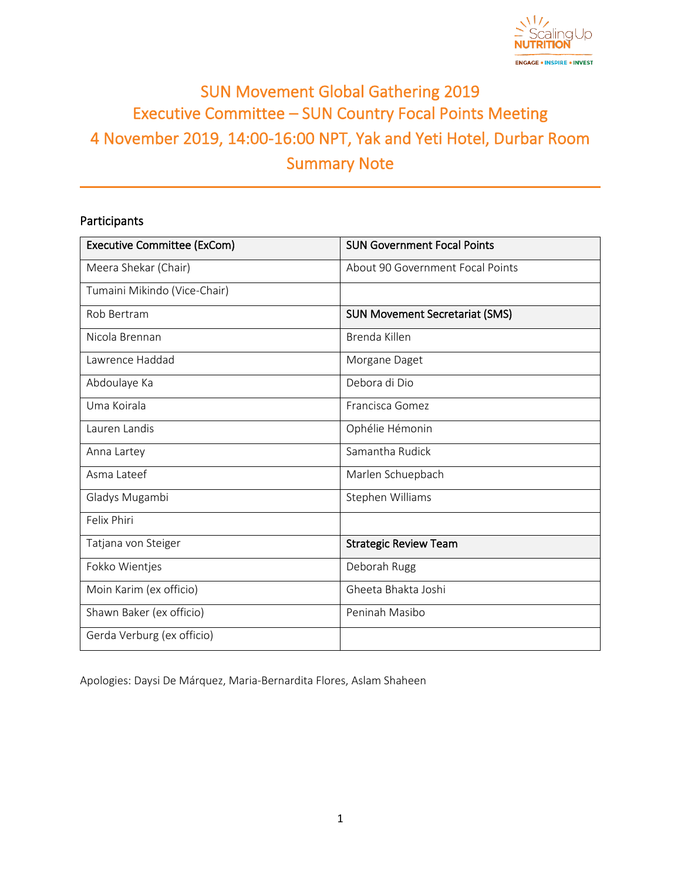# SUN Movement Global Gathering 2019
# Executive Committee – SUN Country Focal Points Meeting
# 4 November 2019, 14:00-16:00 NPT, Yak and Yeti Hotel, Durbar Room
# Summary Note

## Participants

| Executive Committee (ExCom) | SUN Government Focal Points |
|---|---|
| Meera Shekar (Chair) | About 90 Government Focal Points |
| Tumaini Mikindo (Vice-Chair) | |
| Rob Bertram | **SUN Movement Secretariat (SMS)** |
| Nicola Brennan | Brenda Killen |
| Lawrence Haddad | Morgane Daget |
| Abdoulaye Ka | Debora di Dio |
| Uma Koirala | Francisca Gomez |
| Lauren Landis | Ophélie Hémonin |
| Anna Lartey | Samantha Rudick |
| Asma Lateef | Marlen Schuepbach |
| Gladys Mugambi | Stephen Williams |
| Felix Phiri | |
| Tatjana von Steiger | **Strategic Review Team** |
| Fokko Wientjes | Deborah Rugg |
| Moin Karim (ex officio) | Gheeta Bhakta Joshi |
| Shawn Baker (ex officio) | Peninah Masibo |
| Gerda Verburg (ex officio) | |

Apologies: Daysi De Márquez, Maria-Bernardita Flores, Aslam Shaheen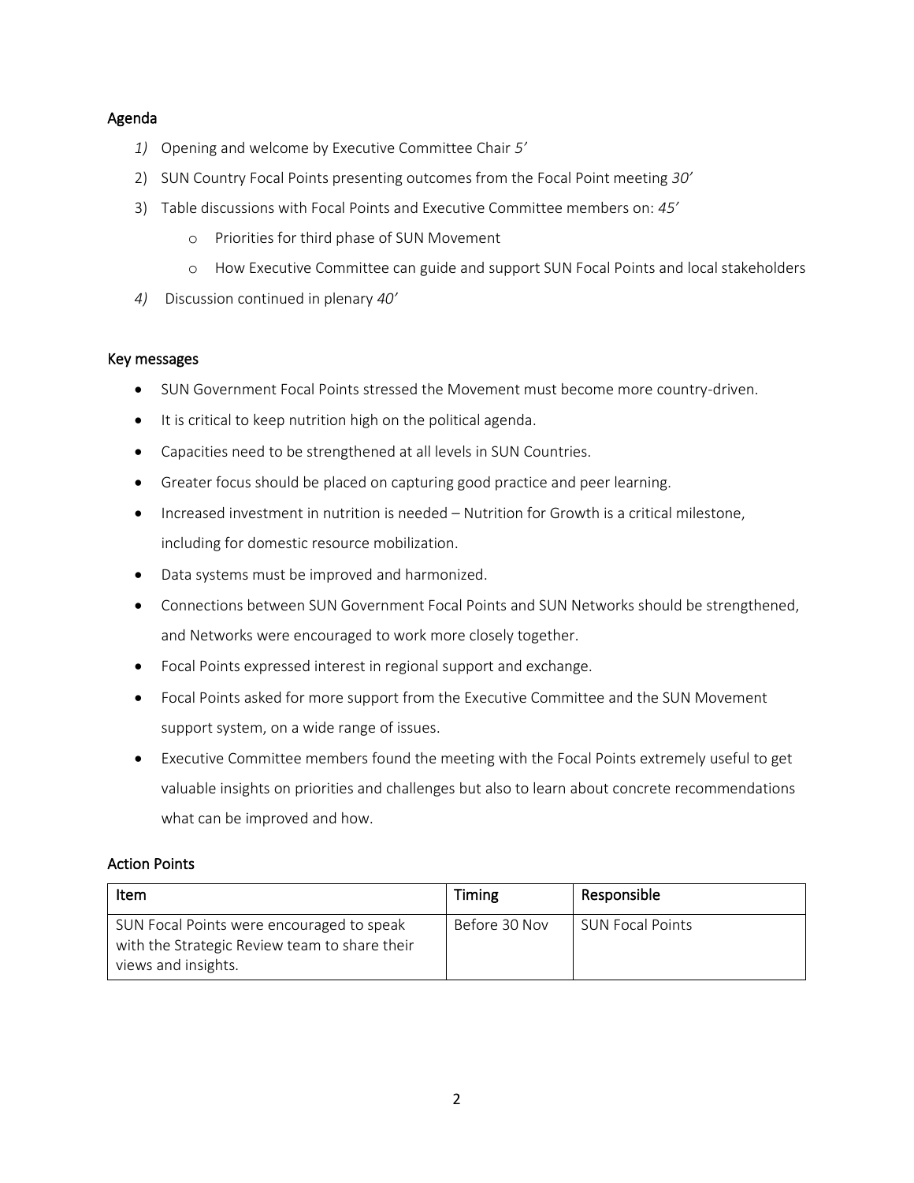## Agenda

1) Opening and welcome by Executive Committee Chair *5'*
2) SUN Country Focal Points presenting outcomes from the Focal Point meeting *30'*
3) Table discussions with Focal Points and Executive Committee members on: *45'*
    - Priorities for third phase of SUN Movement
    - How Executive Committee can guide and support SUN Focal Points and local stakeholders
4) Discussion continued in plenary *40'*

## Key messages

- SUN Government Focal Points stressed the Movement must become more country-driven.
- It is critical to keep nutrition high on the political agenda.
- Capacities need to be strengthened at all levels in SUN Countries.
- Greater focus should be placed on capturing good practice and peer learning.
- Increased investment in nutrition is needed – Nutrition for Growth is a critical milestone, including for domestic resource mobilization.
- Data systems must be improved and harmonized.
- Connections between SUN Government Focal Points and SUN Networks should be strengthened, and Networks were encouraged to work more closely together.
- Focal Points expressed interest in regional support and exchange.
- Focal Points asked for more support from the Executive Committee and the SUN Movement support system, on a wide range of issues.
- Executive Committee members found the meeting with the Focal Points extremely useful to get valuable insights on priorities and challenges but also to learn about concrete recommendations what can be improved and how.

## Action Points

| Item | Timing | Responsible |
|---|---|---|
| SUN Focal Points were encouraged to speak with the Strategic Review team to share their views and insights. | Before 30 Nov | SUN Focal Points |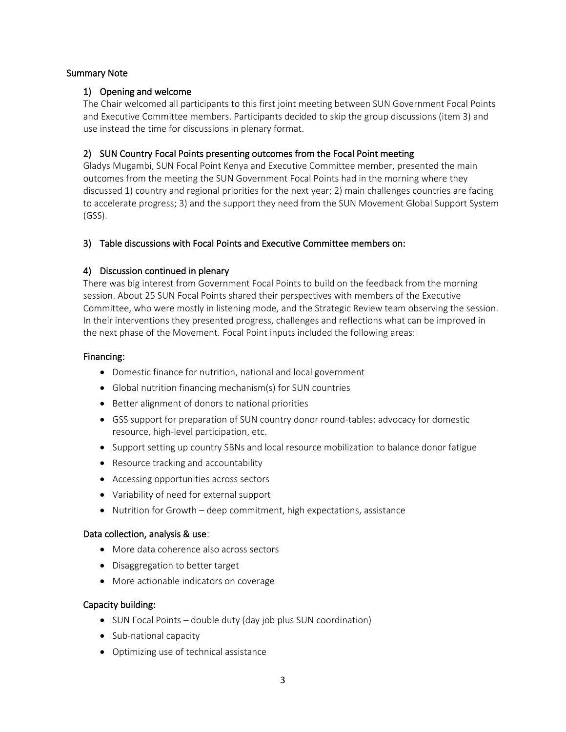## Summary Note

### 1) Opening and welcome

The Chair welcomed all participants to this first joint meeting between SUN Government Focal Points and Executive Committee members. Participants decided to skip the group discussions (item 3) and use instead the time for discussions in plenary format.

### 2) SUN Country Focal Points presenting outcomes from the Focal Point meeting

Gladys Mugambi, SUN Focal Point Kenya and Executive Committee member, presented the main outcomes from the meeting the SUN Government Focal Points had in the morning where they discussed 1) country and regional priorities for the next year; 2) main challenges countries are facing to accelerate progress; 3) and the support they need from the SUN Movement Global Support System (GSS).

### 3) Table discussions with Focal Points and Executive Committee members on:

### 4) Discussion continued in plenary

There was big interest from Government Focal Points to build on the feedback from the morning session. About 25 SUN Focal Points shared their perspectives with members of the Executive Committee, who were mostly in listening mode, and the Strategic Review team observing the session. In their interventions they presented progress, challenges and reflections what can be improved in the next phase of the Movement. Focal Point inputs included the following areas:

#### Financing:

- Domestic finance for nutrition, national and local government
- Global nutrition financing mechanism(s) for SUN countries
- Better alignment of donors to national priorities
- GSS support for preparation of SUN country donor round-tables: advocacy for domestic resource, high-level participation, etc.
- Support setting up country SBNs and local resource mobilization to balance donor fatigue
- Resource tracking and accountability
- Accessing opportunities across sectors
- Variability of need for external support
- Nutrition for Growth – deep commitment, high expectations, assistance

#### Data collection, analysis & use:

- More data coherence also across sectors
- Disaggregation to better target
- More actionable indicators on coverage

#### Capacity building:

- SUN Focal Points – double duty (day job plus SUN coordination)
- Sub-national capacity
- Optimizing use of technical assistance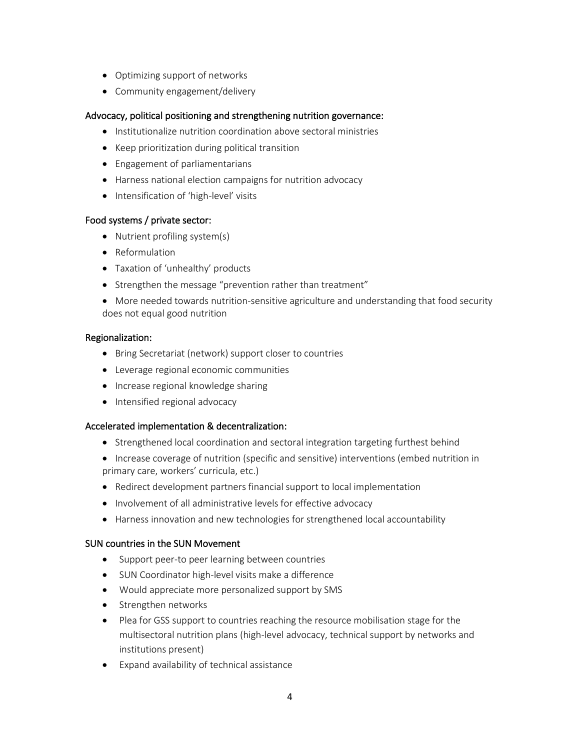- Optimizing support of networks
- Community engagement/delivery

Advocacy, political positioning and strengthening nutrition governance:

- Institutionalize nutrition coordination above sectoral ministries
- Keep prioritization during political transition
- Engagement of parliamentarians
- Harness national election campaigns for nutrition advocacy
- Intensification of 'high-level' visits

Food systems / private sector:

- Nutrient profiling system(s)
- Reformulation
- Taxation of 'unhealthy' products
- Strengthen the message "prevention rather than treatment"
- More needed towards nutrition-sensitive agriculture and understanding that food security does not equal good nutrition

Regionalization:

- Bring Secretariat (network) support closer to countries
- Leverage regional economic communities
- Increase regional knowledge sharing
- Intensified regional advocacy

Accelerated implementation & decentralization:

- Strengthened local coordination and sectoral integration targeting furthest behind
- Increase coverage of nutrition (specific and sensitive) interventions (embed nutrition in primary care, workers' curricula, etc.)
- Redirect development partners financial support to local implementation
- Involvement of all administrative levels for effective advocacy
- Harness innovation and new technologies for strengthened local accountability

SUN countries in the SUN Movement

- Support peer-to peer learning between countries
- SUN Coordinator high-level visits make a difference
- Would appreciate more personalized support by SMS
- Strengthen networks
- Plea for GSS support to countries reaching the resource mobilisation stage for the multisectoral nutrition plans (high-level advocacy, technical support by networks and institutions present)
- Expand availability of technical assistance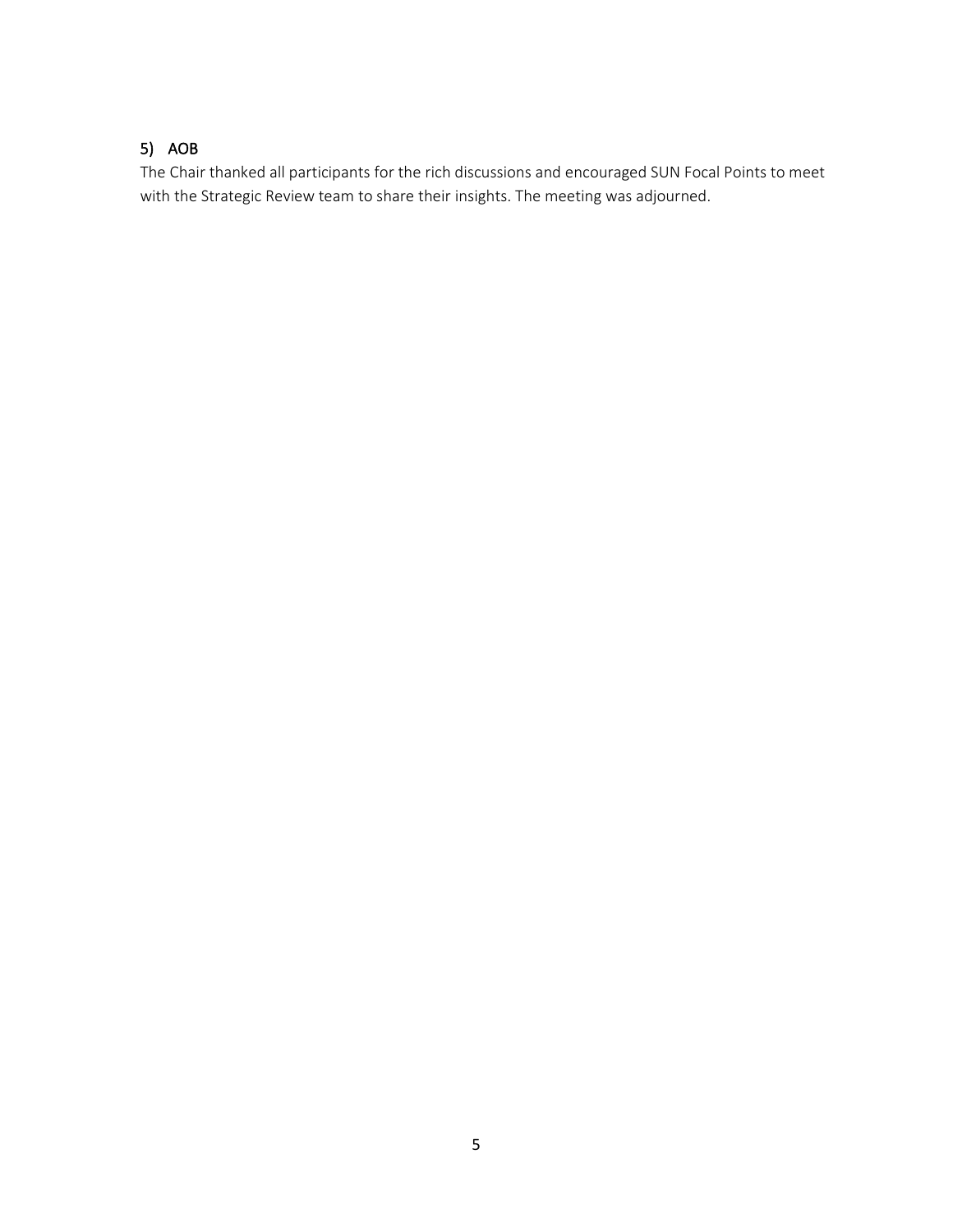## 5) AOB

The Chair thanked all participants for the rich discussions and encouraged SUN Focal Points to meet with the Strategic Review team to share their insights. The meeting was adjourned.